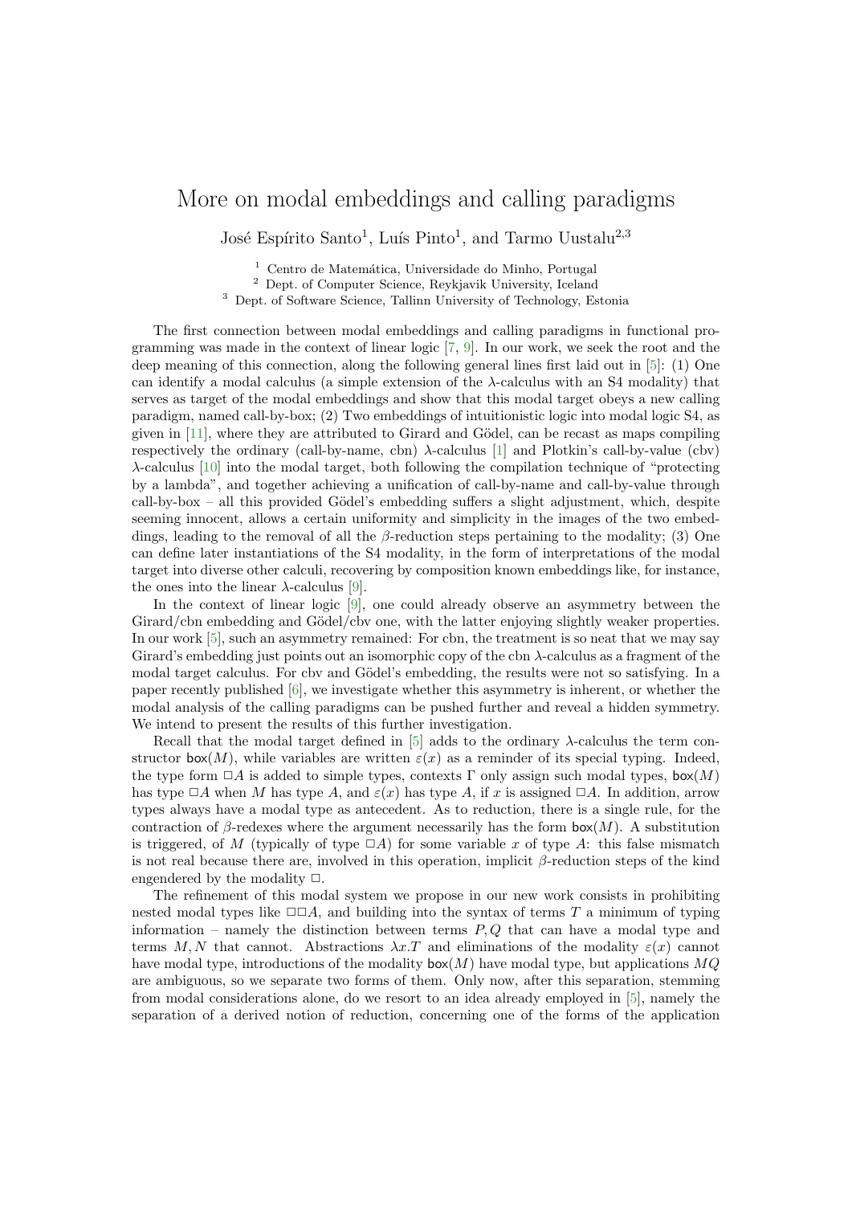# More on modal embeddings and calling paradigms

José Espírito Santo[1], Luís Pinto[1], and Tarmo Uustalu[2,3]

[1] Centro de Matemática, Universidade do Minho, Portugal
[2] Dept. of Computer Science, Reykjavik University, Iceland
[3] Dept. of Software Science, Tallinn University of Technology, Estonia

The first connection between modal embeddings and calling paradigms in functional programming was made in the context of linear logic [7, 9]. In our work, we seek the root and the deep meaning of this connection, along the following general lines first laid out in [5]: (1) One can identify a modal calculus (a simple extension of the $\lambda$-calculus with an S4 modality) that serves as target of the modal embeddings and show that this modal target obeys a new calling paradigm, named call-by-box; (2) Two embeddings of intuitionistic logic into modal logic S4, as given in [11], where they are attributed to Girard and Gödel, can be recast as maps compiling respectively the ordinary (call-by-name, cbn) $\lambda$-calculus [1] and Plotkin's call-by-value (cbv) $\lambda$-calculus [10] into the modal target, both following the compilation technique of "protecting by a lambda", and together achieving a unification of call-by-name and call-by-value through call-by-box – all this provided Gödel's embedding suffers a slight adjustment, which, despite seeming innocent, allows a certain uniformity and simplicity in the images of the two embeddings, leading to the removal of all the $\beta$-reduction steps pertaining to the modality; (3) One can define later instantiations of the S4 modality, in the form of interpretations of the modal target into diverse other calculi, recovering by composition known embeddings like, for instance, the ones into the linear $\lambda$-calculus [9].

In the context of linear logic [9], one could already observe an asymmetry between the Girard/cbn embedding and Gödel/cbv one, with the latter enjoying slightly weaker properties. In our work [5], such an asymmetry remained: For cbn, the treatment is so neat that we may say Girard's embedding just points out an isomorphic copy of the cbn $\lambda$-calculus as a fragment of the modal target calculus. For cbv and Gödel's embedding, the results were not so satisfying. In a paper recently published [6], we investigate whether this asymmetry is inherent, or whether the modal analysis of the calling paradigms can be pushed further and reveal a hidden symmetry. We intend to present the results of this further investigation.

Recall that the modal target defined in [5] adds to the ordinary $\lambda$-calculus the term constructor $\mathsf{box}(M)$, while variables are written $\varepsilon(x)$ as a reminder of its special typing. Indeed, the type form $\Box A$ is added to simple types, contexts $\Gamma$ only assign such modal types, $\mathsf{box}(M)$ has type $\Box A$ when $M$ has type $A$, and $\varepsilon(x)$ has type $A$, if $x$ is assigned $\Box A$. In addition, arrow types always have a modal type as antecedent. As to reduction, there is a single rule, for the contraction of $\beta$-redexes where the argument necessarily has the form $\mathsf{box}(M)$. A substitution is triggered, of $M$ (typically of type $\Box A$) for some variable $x$ of type $A$: this false mismatch is not real because there are, involved in this operation, implicit $\beta$-reduction steps of the kind engendered by the modality $\Box$.

The refinement of this modal system we propose in our new work consists in prohibiting nested modal types like $\Box\Box A$, and building into the syntax of terms $T$ a minimum of typing information – namely the distinction between terms $P, Q$ that can have a modal type and terms $M, N$ that cannot. Abstractions $\lambda x.T$ and eliminations of the modality $\varepsilon(x)$ cannot have modal type, introductions of the modality $\mathsf{box}(M)$ have modal type, but applications $MQ$ are ambiguous, so we separate two forms of them. Only now, after this separation, stemming from modal considerations alone, do we resort to an idea already employed in [5], namely the separation of a derived notion of reduction, concerning one of the forms of the application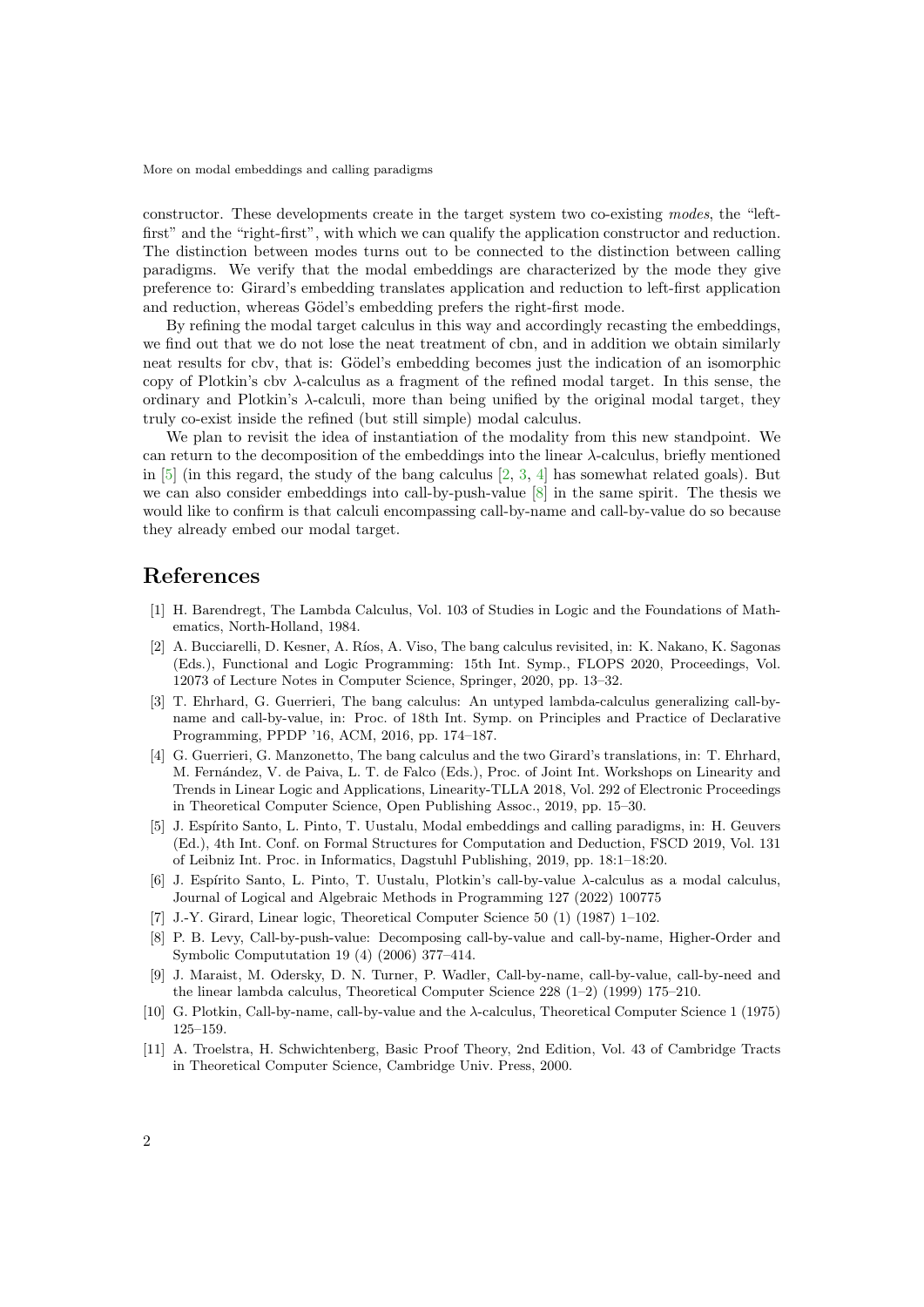constructor. These developments create in the target system two co-existing *modes*, the "left-first" and the "right-first", with which we can qualify the application constructor and reduction. The distinction between modes turns out to be connected to the distinction between calling paradigms. We verify that the modal embeddings are characterized by the mode they give preference to: Girard's embedding translates application and reduction to left-first application and reduction, whereas Gödel's embedding prefers the right-first mode.

By refining the modal target calculus in this way and accordingly recasting the embeddings, we find out that we do not lose the neat treatment of cbn, and in addition we obtain similarly neat results for cbv, that is: Gödel's embedding becomes just the indication of an isomorphic copy of Plotkin's cbv $\lambda$-calculus as a fragment of the refined modal target. In this sense, the ordinary and Plotkin's $\lambda$-calculi, more than being unified by the original modal target, they truly co-exist inside the refined (but still simple) modal calculus.

We plan to revisit the idea of instantiation of the modality from this new standpoint. We can return to the decomposition of the embeddings into the linear $\lambda$-calculus, briefly mentioned in [5] (in this regard, the study of the bang calculus [2, 3, 4] has somewhat related goals). But we can also consider embeddings into call-by-push-value [8] in the same spirit. The thesis we would like to confirm is that calculi encompassing call-by-name and call-by-value do so because they already embed our modal target.

# References

[1] H. Barendregt, The Lambda Calculus, Vol. 103 of Studies in Logic and the Foundations of Mathematics, North-Holland, 1984.

[2] A. Bucciarelli, D. Kesner, A. Ríos, A. Viso, The bang calculus revisited, in: K. Nakano, K. Sagonas (Eds.), Functional and Logic Programming: 15th Int. Symp., FLOPS 2020, Proceedings, Vol. 12073 of Lecture Notes in Computer Science, Springer, 2020, pp. 13–32.

[3] T. Ehrhard, G. Guerrieri, The bang calculus: An untyped lambda-calculus generalizing call-by-name and call-by-value, in: Proc. of 18th Int. Symp. on Principles and Practice of Declarative Programming, PPDP '16, ACM, 2016, pp. 174–187.

[4] G. Guerrieri, G. Manzonetto, The bang calculus and the two Girard's translations, in: T. Ehrhard, M. Fernández, V. de Paiva, L. T. de Falco (Eds.), Proc. of Joint Int. Workshops on Linearity and Trends in Linear Logic and Applications, Linearity-TLLA 2018, Vol. 292 of Electronic Proceedings in Theoretical Computer Science, Open Publishing Assoc., 2019, pp. 15–30.

[5] J. Espírito Santo, L. Pinto, T. Uustalu, Modal embeddings and calling paradigms, in: H. Geuvers (Ed.), 4th Int. Conf. on Formal Structures for Computation and Deduction, FSCD 2019, Vol. 131 of Leibniz Int. Proc. in Informatics, Dagstuhl Publishing, 2019, pp. 18:1–18:20.

[6] J. Espírito Santo, L. Pinto, T. Uustalu, Plotkin's call-by-value $\lambda$-calculus as a modal calculus, Journal of Logical and Algebraic Methods in Programming 127 (2022) 100775

[7] J.-Y. Girard, Linear logic, Theoretical Computer Science 50 (1) (1987) 1–102.

[8] P. B. Levy, Call-by-push-value: Decomposing call-by-value and call-by-name, Higher-Order and Symbolic Compututation 19 (4) (2006) 377–414.

[9] J. Maraist, M. Odersky, D. N. Turner, P. Wadler, Call-by-name, call-by-value, call-by-need and the linear lambda calculus, Theoretical Computer Science 228 (1–2) (1999) 175–210.

[10] G. Plotkin, Call-by-name, call-by-value and the $\lambda$-calculus, Theoretical Computer Science 1 (1975) 125–159.

[11] A. Troelstra, H. Schwichtenberg, Basic Proof Theory, 2nd Edition, Vol. 43 of Cambridge Tracts in Theoretical Computer Science, Cambridge Univ. Press, 2000.